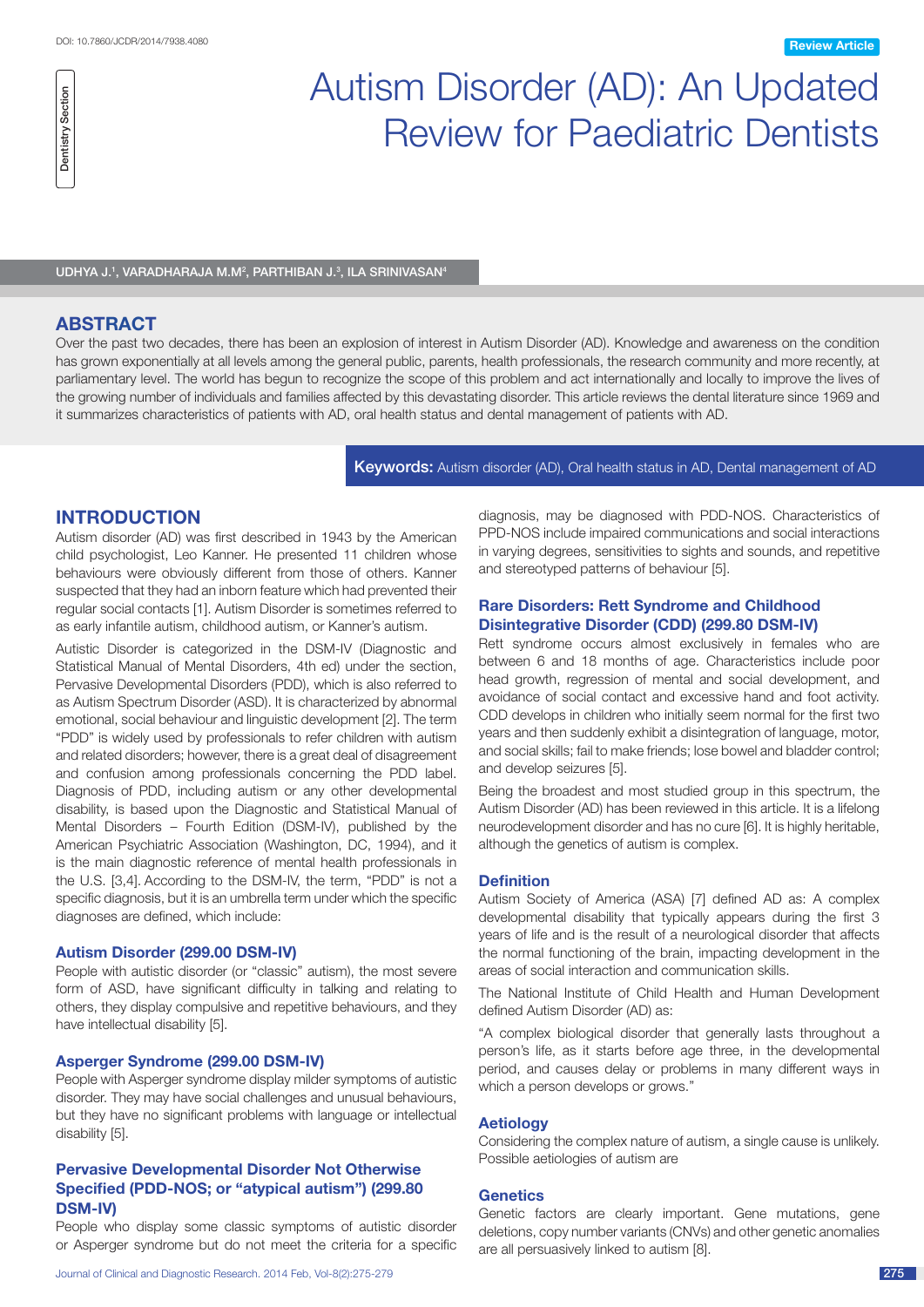# Autism Disorder (AD): An Updated Review for Paediatric Dentists

UDHYA J.[1], VARADHARAJA M.M[2], PARTHIBAN J.[3], ILA SRINIVASAN[4]

## ABSTRACT

Over the past two decades, there has been an explosion of interest in Autism Disorder (AD). Knowledge and awareness on the condition has grown exponentially at all levels among the general public, parents, health professionals, the research community and more recently, at parliamentary level. The world has begun to recognize the scope of this problem and act internationally and locally to improve the lives of the growing number of individuals and families affected by this devastating disorder. This article reviews the dental literature since 1969 and it summarizes characteristics of patients with AD, oral health status and dental management of patients with AD.

**Keywords:** Autism disorder (AD), Oral health status in AD, Dental management of AD

## INTRODUCTION

Autism disorder (AD) was first described in 1943 by the American child psychologist, Leo Kanner. He presented 11 children whose behaviours were obviously different from those of others. Kanner suspected that they had an inborn feature which had prevented their regular social contacts [1]. Autism Disorder is sometimes referred to as early infantile autism, childhood autism, or Kanner's autism.

Autistic Disorder is categorized in the DSM-IV (Diagnostic and Statistical Manual of Mental Disorders, 4th ed) under the section, Pervasive Developmental Disorders (PDD), which is also referred to as Autism Spectrum Disorder (ASD). It is characterized by abnormal emotional, social behaviour and linguistic development [2]. The term "PDD" is widely used by professionals to refer children with autism and related disorders; however, there is a great deal of disagreement and confusion among professionals concerning the PDD label. Diagnosis of PDD, including autism or any other developmental disability, is based upon the Diagnostic and Statistical Manual of Mental Disorders – Fourth Edition (DSM-IV), published by the American Psychiatric Association (Washington, DC, 1994), and it is the main diagnostic reference of mental health professionals in the U.S. [3,4]. According to the DSM-IV, the term, "PDD" is not a specific diagnosis, but it is an umbrella term under which the specific diagnoses are defined, which include:

### Autism Disorder (299.00 DSM-IV)

People with autistic disorder (or "classic" autism), the most severe form of ASD, have significant difficulty in talking and relating to others, they display compulsive and repetitive behaviours, and they have intellectual disability [5].

### Asperger Syndrome (299.00 DSM-IV)

People with Asperger syndrome display milder symptoms of autistic disorder. They may have social challenges and unusual behaviours, but they have no significant problems with language or intellectual disability [5].

### Pervasive Developmental Disorder Not Otherwise Specified (PDD-NOS; or "atypical autism") (299.80 DSM-IV)

People who display some classic symptoms of autistic disorder or Asperger syndrome but do not meet the criteria for a specific diagnosis, may be diagnosed with PDD-NOS. Characteristics of PPD-NOS include impaired communications and social interactions in varying degrees, sensitivities to sights and sounds, and repetitive and stereotyped patterns of behaviour [5].

### Rare Disorders: Rett Syndrome and Childhood Disintegrative Disorder (CDD) (299.80 DSM-IV)

Rett syndrome occurs almost exclusively in females who are between 6 and 18 months of age. Characteristics include poor head growth, regression of mental and social development, and avoidance of social contact and excessive hand and foot activity. CDD develops in children who initially seem normal for the first two years and then suddenly exhibit a disintegration of language, motor, and social skills; fail to make friends; lose bowel and bladder control; and develop seizures [5].

Being the broadest and most studied group in this spectrum, the Autism Disorder (AD) has been reviewed in this article. It is a lifelong neurodevelopment disorder and has no cure [6]. It is highly heritable, although the genetics of autism is complex.

### Definition

Autism Society of America (ASA) [7] defined AD as: A complex developmental disability that typically appears during the first 3 years of life and is the result of a neurological disorder that affects the normal functioning of the brain, impacting development in the areas of social interaction and communication skills.

The National Institute of Child Health and Human Development defined Autism Disorder (AD) as:

"A complex biological disorder that generally lasts throughout a person's life, as it starts before age three, in the developmental period, and causes delay or problems in many different ways in which a person develops or grows."

### Aetiology

Considering the complex nature of autism, a single cause is unlikely. Possible aetiologies of autism are

### Genetics

Genetic factors are clearly important. Gene mutations, gene deletions, copy number variants (CNVs) and other genetic anomalies are all persuasively linked to autism [8].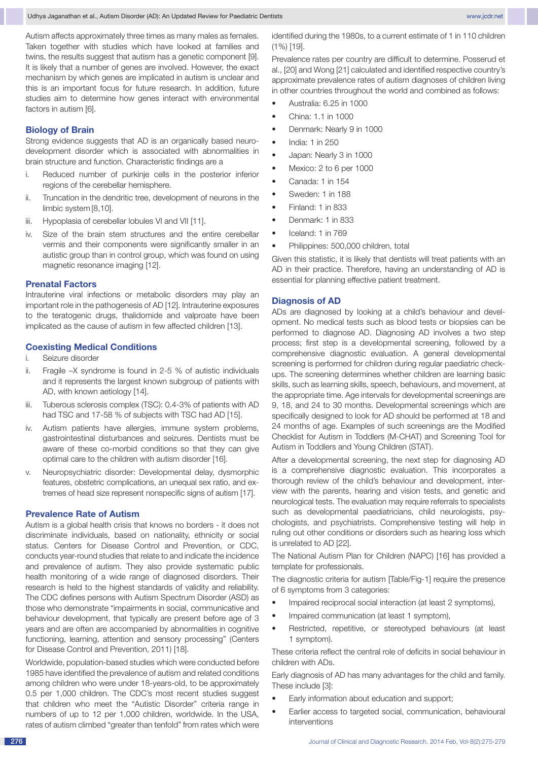Autism affects approximately three times as many males as females. Taken together with studies which have looked at families and twins, the results suggest that autism has a genetic component [9]. It is likely that a number of genes are involved. However, the exact mechanism by which genes are implicated in autism is unclear and this is an important focus for future research. In addition, future studies aim to determine how genes interact with environmental factors in autism [6].

## Biology of Brain

Strong evidence suggests that AD is an organically based neuro-development disorder which is associated with abnormalities in brain structure and function. Characteristic findings are a

i. Reduced number of purkinje cells in the posterior inferior regions of the cerebellar hemisphere.
ii. Truncation in the dendritic tree, development of neurons in the limbic system [8,10].
iii. Hypoplasia of cerebellar lobules VI and VII [11].
iv. Size of the brain stem structures and the entire cerebellar vermis and their components were significantly smaller in an autistic group than in control group, which was found on using magnetic resonance imaging [12].

## Prenatal Factors

Intrauterine viral infections or metabolic disorders may play an important role in the pathogenesis of AD [12]. Intrauterine exposures to the teratogenic drugs, thalidomide and valproate have been implicated as the cause of autism in few affected children [13].

## Coexisting Medical Conditions

i. Seizure disorder
ii. Fragile –X syndrome is found in 2-5 % of autistic individuals and it represents the largest known subgroup of patients with AD, with known aetiology [14].
iii. Tuberous sclerosis complex (TSC): 0.4-3% of patients with AD had TSC and 17-58 % of subjects with TSC had AD [15].
iv. Autism patients have allergies, immune system problems, gastrointestinal disturbances and seizures. Dentists must be aware of these co-morbid conditions so that they can give optimal care to the children with autism disorder [16].
v. Neuropsychiatric disorder: Developmental delay, dysmorphic features, obstetric complications, an unequal sex ratio, and extremes of head size represent nonspecific signs of autism [17].

## Prevalence Rate of Autism

Autism is a global health crisis that knows no borders - it does not discriminate individuals, based on nationality, ethnicity or social status. Centers for Disease Control and Prevention, or CDC, conducts year-round studies that relate to and indicate the incidence and prevalence of autism. They also provide systematic public health monitoring of a wide range of diagnosed disorders. Their research is held to the highest standards of validity and reliability. The CDC defines persons with Autism Spectrum Disorder (ASD) as those who demonstrate "impairments in social, communicative and behaviour development, that typically are present before age of 3 years and are often accompanied by abnormalities in cognitive functioning, learning, attention and sensory processing" (Centers for Disease Control and Prevention, 2011) [18].

Worldwide, population-based studies which were conducted before 1985 have identified the prevalence of autism and related conditions among children who were under 18-years-old, to be approximately 0.5 per 1,000 children. The CDC's most recent studies suggest that children who meet the "Autistic Disorder" criteria range in numbers of up to 12 per 1,000 children, worldwide. In the USA, rates of autism climbed "greater than tenfold" from rates which were identified during the 1980s, to a current estimate of 1 in 110 children (1%) [19].

Prevalence rates per country are difficult to determine. Posserud et al., [20] and Wong [21] calculated and identified respective country's approximate prevalence rates of autism diagnoses of children living in other countries throughout the world and combined as follows:

- Australia: 6.25 in 1000
- China: 1.1 in 1000
- Denmark: Nearly 9 in 1000
- India: 1 in 250
- Japan: Nearly 3 in 1000
- Mexico: 2 to 6 per 1000
- Canada: 1 in 154
- Sweden: 1 in 188
- Finland: 1 in 833
- Denmark: 1 in 833
- Iceland: 1 in 769
- Philippines: 500,000 children, total

Given this statistic, it is likely that dentists will treat patients with an AD in their practice. Therefore, having an understanding of AD is essential for planning effective patient treatment.

## Diagnosis of AD

ADs are diagnosed by looking at a child's behaviour and development. No medical tests such as blood tests or biopsies can be performed to diagnose AD. Diagnosing AD involves a two step process; first step is a developmental screening, followed by a comprehensive diagnostic evaluation. A general developmental screening is performed for children during regular paediatric check-ups. The screening determines whether children are learning basic skills, such as learning skills, speech, behaviours, and movement, at the appropriate time. Age intervals for developmental screenings are 9, 18, and 24 to 30 months. Developmental screenings which are specifically designed to look for AD should be performed at 18 and 24 months of age. Examples of such screenings are the Modified Checklist for Autism in Toddlers (M-CHAT) and Screening Tool for Autism in Toddlers and Young Children (STAT).

After a developmental screening, the next step for diagnosing AD is a comprehensive diagnostic evaluation. This incorporates a thorough review of the child's behaviour and development, interview with the parents, hearing and vision tests, and genetic and neurological tests. The evaluation may require referrals to specialists such as developmental paediatricians, child neurologists, psychologists, and psychiatrists. Comprehensive testing will help in ruling out other conditions or disorders such as hearing loss which is unrelated to AD [22].

The National Autism Plan for Children (NAPC) [16] has provided a template for professionals.

The diagnostic criteria for autism [Table/Fig-1] require the presence of 6 symptoms from 3 categories:

- Impaired reciprocal social interaction (at least 2 symptoms),
- Impaired communication (at least 1 symptom),
- Restricted, repetitive, or stereotyped behaviours (at least 1 symptom).

These criteria reflect the central role of deficits in social behaviour in children with ADs.

Early diagnosis of AD has many advantages for the child and family. These include [3]:

- Early information about education and support;
- Earlier access to targeted social, communication, behavioural interventions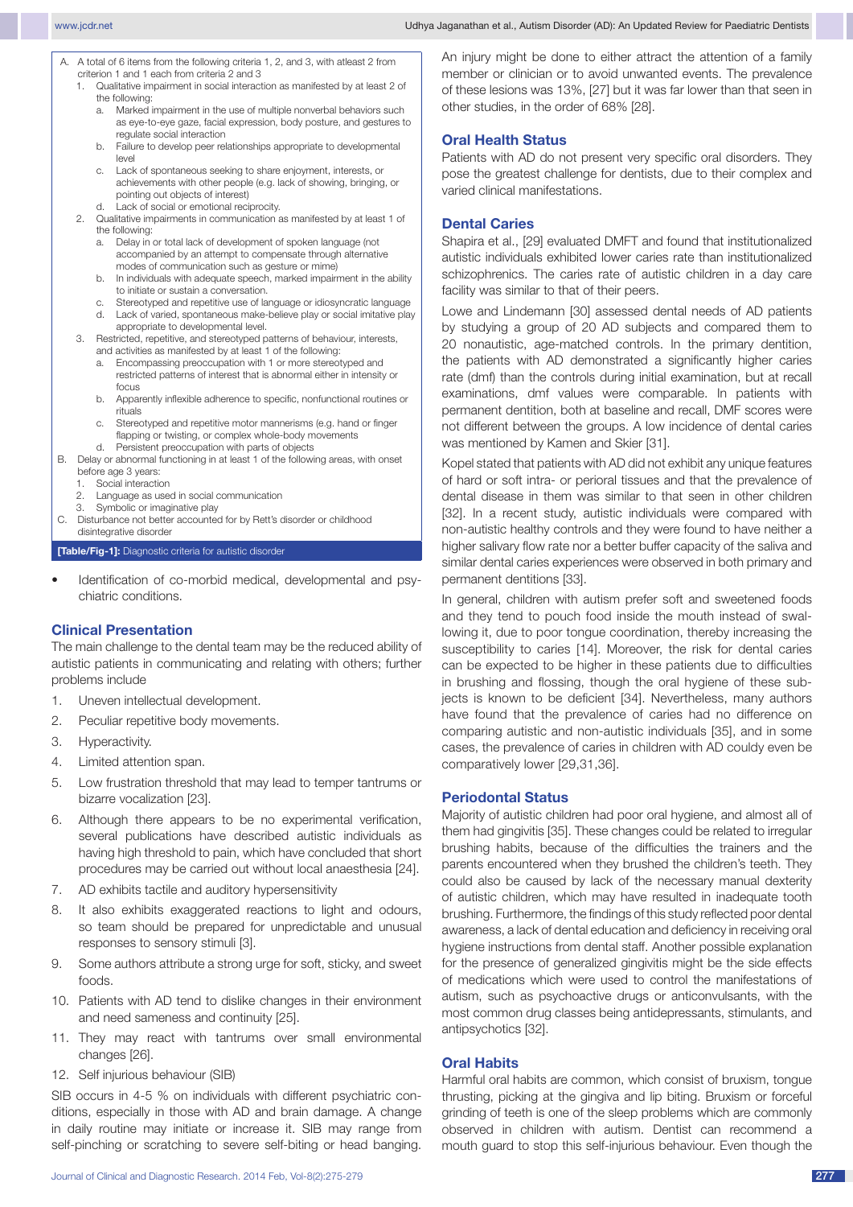A. A total of 6 items from the following criteria 1, 2, and 3, with atleast 2 from criterion 1 and 1 each from criteria 2 and 3
   1. Qualitative impairment in social interaction as manifested by at least 2 of the following:
      a. Marked impairment in the use of multiple nonverbal behaviors such as eye-to-eye gaze, facial expression, body posture, and gestures to regulate social interaction
      b. Failure to develop peer relationships appropriate to developmental level
      c. Lack of spontaneous seeking to share enjoyment, interests, or achievements with other people (e.g. lack of showing, bringing, or pointing out objects of interest)
      d. Lack of social or emotional reciprocity.
   2. Qualitative impairments in communication as manifested by at least 1 of the following:
      a. Delay in or total lack of development of spoken language (not accompanied by an attempt to compensate through alternative modes of communication such as gesture or mime)
      b. In individuals with adequate speech, marked impairment in the ability to initiate or sustain a conversation.
      c. Stereotyped and repetitive use of language or idiosyncratic language
      d. Lack of varied, spontaneous make-believe play or social imitative play appropriate to developmental level.
   3. Restricted, repetitive, and stereotyped patterns of behaviour, interests, and activities as manifested by at least 1 of the following:
      a. Encompassing preoccupation with 1 or more stereotyped and restricted patterns of interest that is abnormal either in intensity or focus
      b. Apparently inflexible adherence to specific, nonfunctional routines or rituals
      c. Stereotyped and repetitive motor mannerisms (e.g. hand or finger flapping or twisting, or complex whole-body movements
      d. Persistent preoccupation with parts of objects
B. Delay or abnormal functioning in at least 1 of the following areas, with onset before age 3 years:
   1. Social interaction
   2. Language as used in social communication
   3. Symbolic or imaginative play
C. Disturbance not better accounted for by Rett's disorder or childhood disintegrative disorder

**[Table/Fig-1]:** Diagnostic criteria for autistic disorder

- Identification of co-morbid medical, developmental and psychiatric conditions.

## Clinical Presentation

The main challenge to the dental team may be the reduced ability of autistic patients in communicating and relating with others; further problems include

1. Uneven intellectual development.
2. Peculiar repetitive body movements.
3. Hyperactivity.
4. Limited attention span.
5. Low frustration threshold that may lead to temper tantrums or bizarre vocalization [23].
6. Although there appears to be no experimental verification, several publications have described autistic individuals as having high threshold to pain, which have concluded that short procedures may be carried out without local anaesthesia [24].
7. AD exhibits tactile and auditory hypersensitivity
8. It also exhibits exaggerated reactions to light and odours, so team should be prepared for unpredictable and unusual responses to sensory stimuli [3].
9. Some authors attribute a strong urge for soft, sticky, and sweet foods.
10. Patients with AD tend to dislike changes in their environment and need sameness and continuity [25].
11. They may react with tantrums over small environmental changes [26].
12. Self injurious behaviour (SIB)

SIB occurs in 4-5 % on individuals with different psychiatric conditions, especially in those with AD and brain damage. A change in daily routine may initiate or increase it. SIB may range from self-pinching or scratching to severe self-biting or head banging. An injury might be done to either attract the attention of a family member or clinician or to avoid unwanted events. The prevalence of these lesions was 13%, [27] but it was far lower than that seen in other studies, in the order of 68% [28].

## Oral Health Status

Patients with AD do not present very specific oral disorders. They pose the greatest challenge for dentists, due to their complex and varied clinical manifestations.

## Dental Caries

Shapira et al., [29] evaluated DMFT and found that institutionalized autistic individuals exhibited lower caries rate than institutionalized schizophrenics. The caries rate of autistic children in a day care facility was similar to that of their peers.

Lowe and Lindemann [30] assessed dental needs of AD patients by studying a group of 20 AD subjects and compared them to 20 nonautistic, age-matched controls. In the primary dentition, the patients with AD demonstrated a significantly higher caries rate (dmf) than the controls during initial examination, but at recall examinations, dmf values were comparable. In patients with permanent dentition, both at baseline and recall, DMF scores were not different between the groups. A low incidence of dental caries was mentioned by Kamen and Skier [31].

Kopel stated that patients with AD did not exhibit any unique features of hard or soft intra- or perioral tissues and that the prevalence of dental disease in them was similar to that seen in other children [32]. In a recent study, autistic individuals were compared with non-autistic healthy controls and they were found to have neither a higher salivary flow rate nor a better buffer capacity of the saliva and similar dental caries experiences were observed in both primary and permanent dentitions [33].

In general, children with autism prefer soft and sweetened foods and they tend to pouch food inside the mouth instead of swallowing it, due to poor tongue coordination, thereby increasing the susceptibility to caries [14]. Moreover, the risk for dental caries can be expected to be higher in these patients due to difficulties in brushing and flossing, though the oral hygiene of these subjects is known to be deficient [34]. Nevertheless, many authors have found that the prevalence of caries had no difference on comparing autistic and non-autistic individuals [35], and in some cases, the prevalence of caries in children with AD couldy even be comparatively lower [29,31,36].

## Periodontal Status

Majority of autistic children had poor oral hygiene, and almost all of them had gingivitis [35]. These changes could be related to irregular brushing habits, because of the difficulties the trainers and the parents encountered when they brushed the children's teeth. They could also be caused by lack of the necessary manual dexterity of autistic children, which may have resulted in inadequate tooth brushing. Furthermore, the findings of this study reflected poor dental awareness, a lack of dental education and deficiency in receiving oral hygiene instructions from dental staff. Another possible explanation for the presence of generalized gingivitis might be the side effects of medications which were used to control the manifestations of autism, such as psychoactive drugs or anticonvulsants, with the most common drug classes being antidepressants, stimulants, and antipsychotics [32].

## Oral Habits

Harmful oral habits are common, which consist of bruxism, tongue thrusting, picking at the gingiva and lip biting. Bruxism or forceful grinding of teeth is one of the sleep problems which are commonly observed in children with autism. Dentist can recommend a mouth guard to stop this self-injurious behaviour. Even though the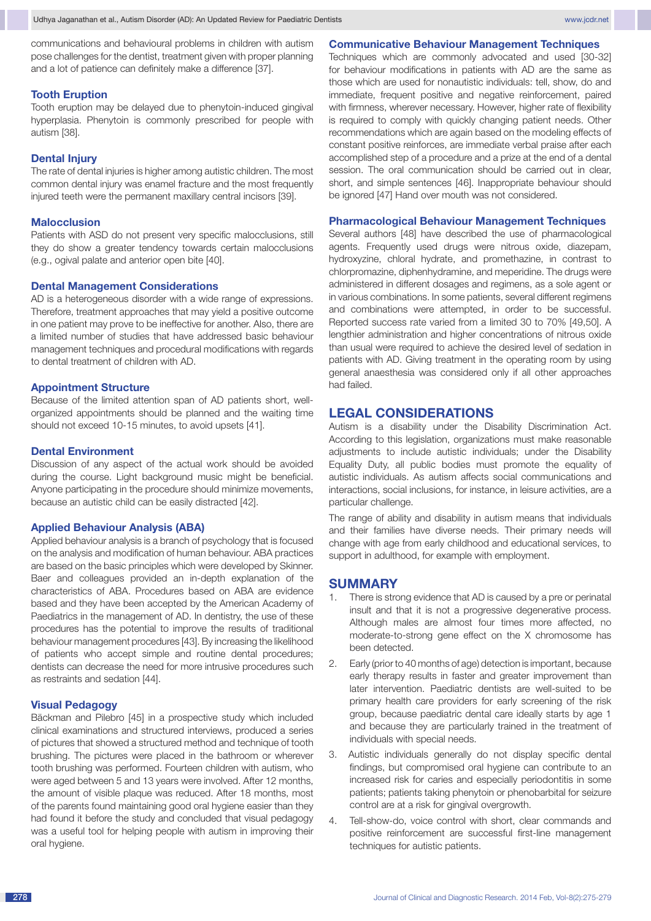communications and behavioural problems in children with autism pose challenges for the dentist, treatment given with proper planning and a lot of patience can definitely make a difference [37].

### Tooth Eruption

Tooth eruption may be delayed due to phenytoin-induced gingival hyperplasia. Phenytoin is commonly prescribed for people with autism [38].

### Dental Injury

The rate of dental injuries is higher among autistic children. The most common dental injury was enamel fracture and the most frequently injured teeth were the permanent maxillary central incisors [39].

### Malocclusion

Patients with ASD do not present very specific malocclusions, still they do show a greater tendency towards certain malocclusions (e.g., ogival palate and anterior open bite [40].

### Dental Management Considerations

AD is a heterogeneous disorder with a wide range of expressions. Therefore, treatment approaches that may yield a positive outcome in one patient may prove to be ineffective for another. Also, there are a limited number of studies that have addressed basic behaviour management techniques and procedural modifications with regards to dental treatment of children with AD.

### Appointment Structure

Because of the limited attention span of AD patients short, well-organized appointments should be planned and the waiting time should not exceed 10-15 minutes, to avoid upsets [41].

### Dental Environment

Discussion of any aspect of the actual work should be avoided during the course. Light background music might be beneficial. Anyone participating in the procedure should minimize movements, because an autistic child can be easily distracted [42].

### Applied Behaviour Analysis (ABA)

Applied behaviour analysis is a branch of psychology that is focused on the analysis and modification of human behaviour. ABA practices are based on the basic principles which were developed by Skinner. Baer and colleagues provided an in-depth explanation of the characteristics of ABA. Procedures based on ABA are evidence based and they have been accepted by the American Academy of Paediatrics in the management of AD. In dentistry, the use of these procedures has the potential to improve the results of traditional behaviour management procedures [43]. By increasing the likelihood of patients who accept simple and routine dental procedures; dentists can decrease the need for more intrusive procedures such as restraints and sedation [44].

### Visual Pedagogy

Bäckman and Pilebro [45] in a prospective study which included clinical examinations and structured interviews, produced a series of pictures that showed a structured method and technique of tooth brushing. The pictures were placed in the bathroom or wherever tooth brushing was performed. Fourteen children with autism, who were aged between 5 and 13 years were involved. After 12 months, the amount of visible plaque was reduced. After 18 months, most of the parents found maintaining good oral hygiene easier than they had found it before the study and concluded that visual pedagogy was a useful tool for helping people with autism in improving their oral hygiene.

### Communicative Behaviour Management Techniques

Techniques which are commonly advocated and used [30-32] for behaviour modifications in patients with AD are the same as those which are used for nonautistic individuals: tell, show, do and immediate, frequent positive and negative reinforcement, paired with firmness, wherever necessary. However, higher rate of flexibility is required to comply with quickly changing patient needs. Other recommendations which are again based on the modeling effects of constant positive reinforces, are immediate verbal praise after each accomplished step of a procedure and a prize at the end of a dental session. The oral communication should be carried out in clear, short, and simple sentences [46]. Inappropriate behaviour should be ignored [47] Hand over mouth was not considered.

### Pharmacological Behaviour Management Techniques

Several authors [48] have described the use of pharmacological agents. Frequently used drugs were nitrous oxide, diazepam, hydroxyzine, chloral hydrate, and promethazine, in contrast to chlorpromazine, diphenhydramine, and meperidine. The drugs were administered in different dosages and regimens, as a sole agent or in various combinations. In some patients, several different regimens and combinations were attempted, in order to be successful. Reported success rate varied from a limited 30 to 70% [49,50]. A lengthier administration and higher concentrations of nitrous oxide than usual were required to achieve the desired level of sedation in patients with AD. Giving treatment in the operating room by using general anaesthesia was considered only if all other approaches had failed.

## LEGAL CONSIDERATIONS

Autism is a disability under the Disability Discrimination Act. According to this legislation, organizations must make reasonable adjustments to include autistic individuals; under the Disability Equality Duty, all public bodies must promote the equality of autistic individuals. As autism affects social communications and interactions, social inclusions, for instance, in leisure activities, are a particular challenge.

The range of ability and disability in autism means that individuals and their families have diverse needs. Their primary needs will change with age from early childhood and educational services, to support in adulthood, for example with employment.

## SUMMARY

1. There is strong evidence that AD is caused by a pre or perinatal insult and that it is not a progressive degenerative process. Although males are almost four times more affected, no moderate-to-strong gene effect on the X chromosome has been detected.
2. Early (prior to 40 months of age) detection is important, because early therapy results in faster and greater improvement than later intervention. Paediatric dentists are well-suited to be primary health care providers for early screening of the risk group, because paediatric dental care ideally starts by age 1 and because they are particularly trained in the treatment of individuals with special needs.
3. Autistic individuals generally do not display specific dental findings, but compromised oral hygiene can contribute to an increased risk for caries and especially periodontitis in some patients; patients taking phenytoin or phenobarbital for seizure control are at a risk for gingival overgrowth.
4. Tell-show-do, voice control with short, clear commands and positive reinforcement are successful first-line management techniques for autistic patients.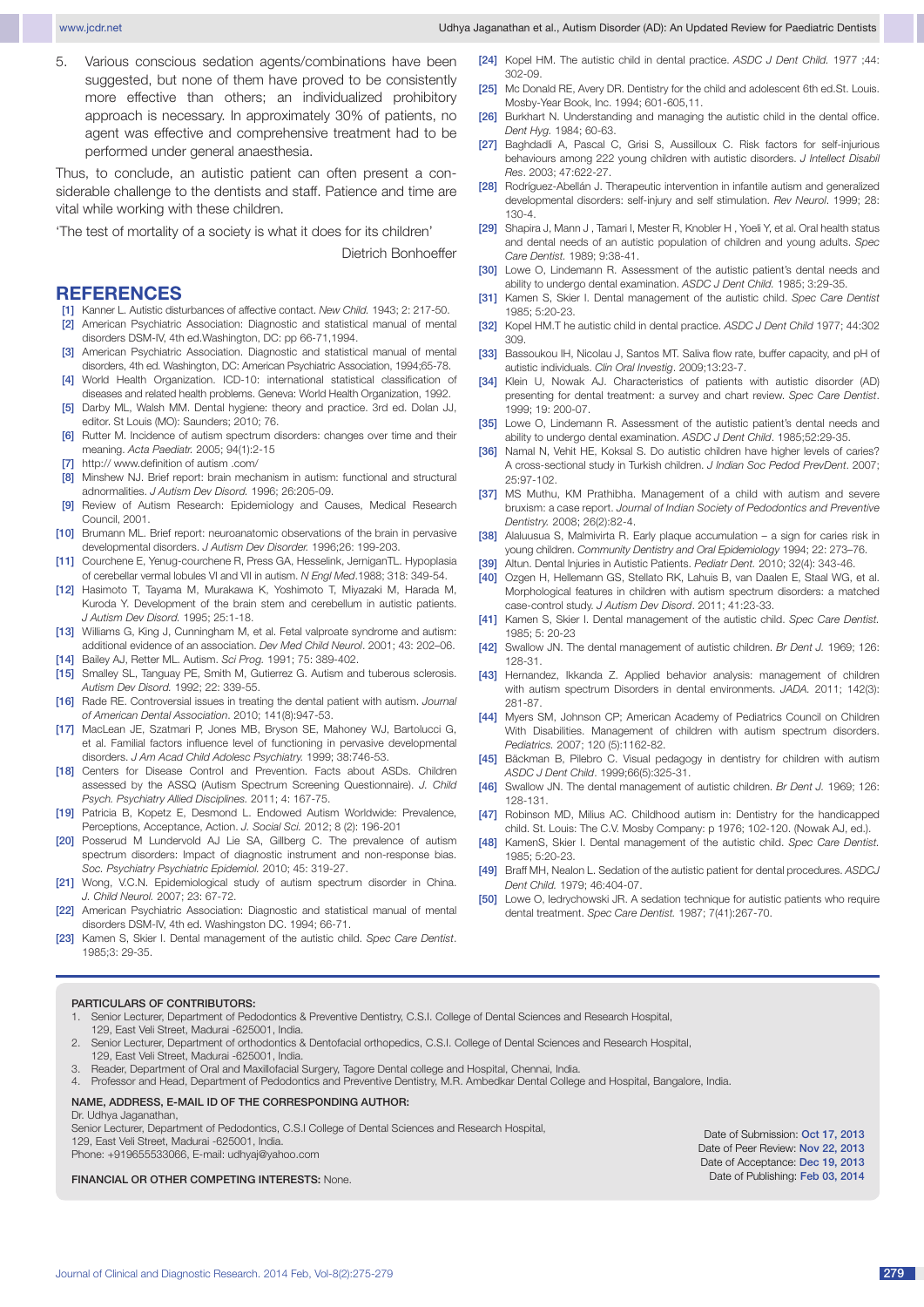5. Various conscious sedation agents/combinations have been suggested, but none of them have proved to be consistently more effective than others; an individualized prohibitory approach is necessary. In approximately 30% of patients, no agent was effective and comprehensive treatment had to be performed under general anaesthesia.

Thus, to conclude, an autistic patient can often present a considerable challenge to the dentists and staff. Patience and time are vital while working with these children.

'The test of mortality of a society is what it does for its children'

Dietrich Bonhoeffer

## REFERENCES

[1] Kanner L. Autistic disturbances of affective contact. *New Child.* 1943; 2: 217-50.
[2] American Psychiatric Association: Diagnostic and statistical manual of mental disorders DSM-IV, 4th ed.Washington, DC: pp 66-71,1994.
[3] American Psychiatric Association. Diagnostic and statistical manual of mental disorders, 4th ed. Washington, DC: American Psychiatric Association, 1994;65-78.
[4] World Health Organization. ICD-10: international statistical classification of diseases and related health problems. Geneva: World Health Organization, 1992.
[5] Darby ML, Walsh MM. Dental hygiene: theory and practice. 3rd ed. Dolan JJ, editor. St Louis (MO): Saunders; 2010; 76.
[6] Rutter M. Incidence of autism spectrum disorders: changes over time and their meaning. *Acta Paediatr.* 2005; 94(1):2-15
[7] http:// www.definition of autism .com/
[8] Minshew NJ. Brief report: brain mechanism in autism: functional and structural adnormalities. *J Autism Dev Disord.* 1996; 26:205-09.
[9] Review of Autism Research: Epidemiology and Causes, Medical Research Council, 2001.
[10] Brumann ML. Brief report: neuroanatomic observations of the brain in pervasive developmental disorders. *J Autism Dev Disorder.* 1996;26: 199-203.
[11] Courchene E, Yenug-courchene R, Press GA, Hesselink, JerniganTL. Hypoplasia of cerebellar vermal lobules VI and VII in autism. *N Engl Med.*1988; 318: 349-54.
[12] Hasimoto T, Tayama M, Murakawa K, Yoshimoto T, Miyazaki M, Harada M, Kuroda Y. Development of the brain stem and cerebellum in autistic patients. *J Autism Dev Disord.* 1995; 25:1-18.
[13] Williams G, King J, Cunningham M, et al. Fetal valproate syndrome and autism: additional evidence of an association. *Dev Med Child Neurol*. 2001; 43: 202–06.
[14] Bailey AJ, Retter ML. Autism. *Sci Prog.* 1991; 75: 389-402.
[15] Smalley SL, Tanguay PE, Smith M, Gutierrez G. Autism and tuberous sclerosis. *Autism Dev Disord.* 1992; 22: 339-55.
[16] Rade RE. Controversial issues in treating the dental patient with autism. *Journal of American Dental Association*. 2010; 141(8):947-53.
[17] MacLean JE, Szatmari P, Jones MB, Bryson SE, Mahoney WJ, Bartolucci G, et al. Familial factors influence level of functioning in pervasive developmental disorders. *J Am Acad Child Adolesc Psychiatry.* 1999; 38:746-53.
[18] Centers for Disease Control and Prevention. Facts about ASDs. Children assessed by the ASSQ (Autism Spectrum Screening Questionnaire). *J. Child Psych. Psychiatry Allied Disciplines.* 2011; 4: 167-75.
[19] Patricia B, Kopetz E, Desmond L. Endowed Autism Worldwide: Prevalence, Perceptions, Acceptance, Action. *J. Social Sci.* 2012; 8 (2): 196-201
[20] Posserud M Lundervold AJ Lie SA, Gillberg C. The prevalence of autism spectrum disorders: Impact of diagnostic instrument and non-response bias. *Soc. Psychiatry Psychiatric Epidemiol.* 2010; 45: 319-27.
[21] Wong, V.C.N. Epidemiological study of autism spectrum disorder in China. *J. Child Neurol.* 2007; 23: 67-72.
[22] American Psychiatric Association: Diagnostic and statistical manual of mental disorders DSM-IV, 4th ed. Washington DC. 1994: 66-71.
[23] Kamen S, Skier I. Dental management of the autistic child. *Spec Care Dentist*. 1985;3: 29-35.
[24] Kopel HM. The autistic child in dental practice. *ASDC J Dent Child.* 1977 ;44: 302-09.
[25] Mc Donald RE, Avery DR. Dentistry for the child and adolescent 6th ed.St. Louis. Mosby-Year Book, Inc. 1994; 601-605,11.
[26] Burkhart N. Understanding and managing the autistic child in the dental office. *Dent Hyg.* 1984; 60-63.
[27] Baghdadli A, Pascal C, Grisi S, Aussilloux C. Risk factors for self-injurious behaviours among 222 young children with autistic disorders. *J Intellect Disabil Res*. 2003; 47:622-27.
[28] Rodríguez-Abellán J. Therapeutic intervention in infantile autism and generalized developmental disorders: self-injury and self stimulation. *Rev Neurol*. 1999; 28: 130-4.
[29] Shapira J, Mann J , Tamari I, Mester R, Knobler H , Yoeli Y, et al. Oral health status and dental needs of an autistic population of children and young adults. *Spec Care Dentist.* 1989; 9:38-41.
[30] Lowe O, Lindemann R. Assessment of the autistic patient's dental needs and ability to undergo dental examination. *ASDC J Dent Child.* 1985; 3:29-35.
[31] Kamen S, Skier I. Dental management of the autistic child. *Spec Care Dentist* 1985; 5:20-23.
[32] Kopel HM.T he autistic child in dental practice. *ASDC J Dent Child* 1977; 44:302 309.
[33] Bassoukou IH, Nicolau J, Santos MT. Saliva flow rate, buffer capacity, and pH of autistic individuals. *Clin Oral Investig*. 2009;13:23-7.
[34] Klein U, Nowak AJ. Characteristics of patients with autistic disorder (AD) presenting for dental treatment: a survey and chart review. *Spec Care Dentist*. 1999; 19: 200-07.
[35] Lowe O, Lindemann R. Assessment of the autistic patient's dental needs and ability to undergo dental examination. *ASDC J Dent Child*. 1985;52:29-35.
[36] Namal N, Vehit HE, Koksal S. Do autistic children have higher levels of caries? A cross-sectional study in Turkish children. *J Indian Soc Pedod PrevDent*. 2007; 25:97-102.
[37] MS Muthu, KM Prathibha. Management of a child with autism and severe bruxism: a case report. *Journal of Indian Society of Pedodontics and Preventive Dentistry.* 2008; 26(2):82-4.
[38] Alaluusua S, Malmivirta R. Early plaque accumulation – a sign for caries risk in young children. *Community Dentistry and Oral Epidemiology* 1994; 22: 273–76.
[39] Altun. Dental Injuries in Autistic Patients. *Pediatr Dent.* 2010; 32(4): 343-46.
[40] Ozgen H, Hellemann GS, Stellato RK, Lahuis B, van Daalen E, Staal WG, et al. Morphological features in children with autism spectrum disorders: a matched case-control study. *J Autism Dev Disord*. 2011; 41:23-33.
[41] Kamen S, Skier I. Dental management of the autistic child. *Spec Care Dentist.* 1985; 5: 20-23
[42] Swallow JN. The dental management of autistic children. *Br Dent J.* 1969; 126: 128-31.
[43] Hernandez, Ikkanda Z. Applied behavior analysis: management of children with autism spectrum Disorders in dental environments. *JADA.* 2011; 142(3): 281-87.
[44] Myers SM, Johnson CP; American Academy of Pediatrics Council on Children With Disabilities. Management of children with autism spectrum disorders. *Pediatrics.* 2007; 120 (5):1162-82.
[45] Bäckman B, Pilebro C. Visual pedagogy in dentistry for children with autism *ASDC J Dent Child*. 1999;66(5):325-31.
[46] Swallow JN. The dental management of autistic children. *Br Dent J.* 1969; 126: 128-131.
[47] Robinson MD, Milius AC. Childhood autism in: Dentistry for the handicapped child. St. Louis: The C.V. Mosby Company: p 1976; 102-120. (Nowak AJ, ed.).
[48] KamenS, Skier I. Dental management of the autistic child. *Spec Care Dentist.* 1985; 5:20-23.
[49] Braff MH, Nealon L. Sedation of the autistic patient for dental procedures. *ASDCJ Dent Child.* 1979; 46:404-07.
[50] Lowe O, Iedrychowski JR. A sedation technique for autistic patients who require dental treatment. *Spec Care Dentist.* 1987; 7(41):267-70.

**PARTICULARS OF CONTRIBUTORS:**

1. Senior Lecturer, Department of Pedodontics & Preventive Dentistry, C.S.I. College of Dental Sciences and Research Hospital, 129, East Veli Street, Madurai -625001, India.
2. Senior Lecturer, Department of orthodontics & Dentofacial orthopedics, C.S.I. College of Dental Sciences and Research Hospital, 129, East Veli Street, Madurai -625001, India.
3. Reader, Department of Oral and Maxillofacial Surgery, Tagore Dental college and Hospital, Chennai, India.
4. Professor and Head, Department of Pedodontics and Preventive Dentistry, M.R. Ambedkar Dental College and Hospital, Bangalore, India.

**NAME, ADDRESS, E-MAIL ID OF THE CORRESPONDING AUTHOR:**

Dr. Udhya Jaganathan,
Senior Lecturer, Department of Pedodontics, C.S.I College of Dental Sciences and Research Hospital,
129, East Veli Street, Madurai -625001, India.
Phone: +919655533066, E-mail: udhyaj@yahoo.com

**FINANCIAL OR OTHER COMPETING INTERESTS:** None.

Date of Submission: Oct 17, 2013
Date of Peer Review: Nov 22, 2013
Date of Acceptance: Dec 19, 2013
Date of Publishing: Feb 03, 2014